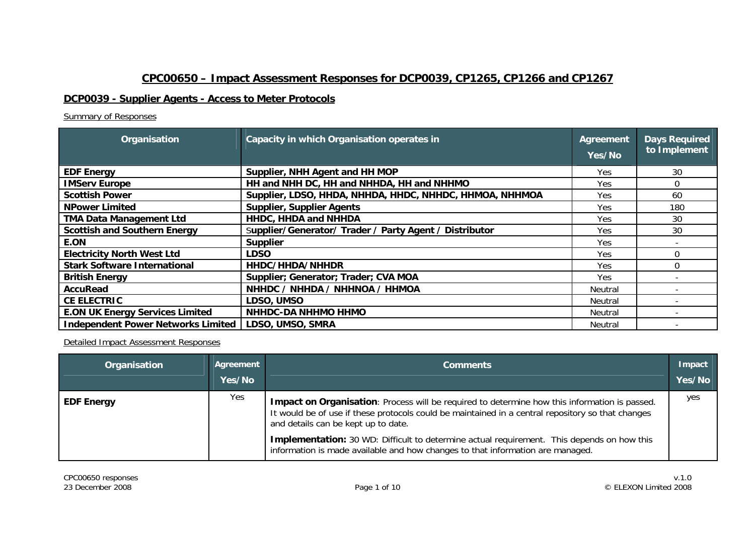# CPC00650 – Impact Assessment Responses for DCP0039, CP1265, CP1266 and CP1267

## DCP0039 - Supplier Agents - Access to Meter Protocols

Summary of Responses

| Organisation | Capacity in which Organisation operates in | Agreement Yes/No | Days Required to Implement |
|---|---|---|---|
| **EDF Energy** | **Supplier, NHH Agent and HH MOP** | Yes | 30 |
| **IMServ Europe** | **HH and NHH DC, HH and NHHDA, HH and NHHMO** | Yes | 0 |
| **Scottish Power** | **Supplier, LDSO, HHDA, NHHDA, HHDC, NHHDC, HHMOA, NHHMOA** | Yes | 60 |
| **NPower Limited** | **Supplier, Supplier Agents** | Yes | 180 |
| **TMA Data Management Ltd** | **HHDC, HHDA and NHHDA** | Yes | 30 |
| **Scottish and Southern Energy** | **Supplier/Generator/ Trader / Party Agent / Distributor** | Yes | 30 |
| **E.ON** | **Supplier** | Yes | - |
| **Electricity North West Ltd** | **LDSO** | Yes | 0 |
| **Stark Software International** | **HHDC/HHDA/NHHDR** | Yes | 0 |
| **British Energy** | **Supplier; Generator; Trader; CVA MOA** | Yes | - |
| **AccuRead** | **NHHDC / NHHDA / NHHNOA / HHMOA** | Neutral | - |
| **CE ELECTRIC** | **LDSO, UMSO** | Neutral | - |
| **E.ON UK Energy Services Limited** | **NHHDC-DA NHHMO HHMO** | Neutral | - |
| **Independent Power Networks Limited** | **LDSO, UMSO, SMRA** | Neutral | - |

Detailed Impact Assessment Responses

| Organisation | Agreement Yes/No | Comments | Impact Yes/No |
|---|---|---|---|
| **EDF Energy** | Yes | **Impact on Organisation**: Process will be required to determine how this information is passed. It would be of use if these protocols could be maintained in a central repository so that changes and details can be kept up to date.<br><br>**Implementation:** 30 WD: Difficult to determine actual requirement. This depends on how this information is made available and how changes to that information are managed. | yes |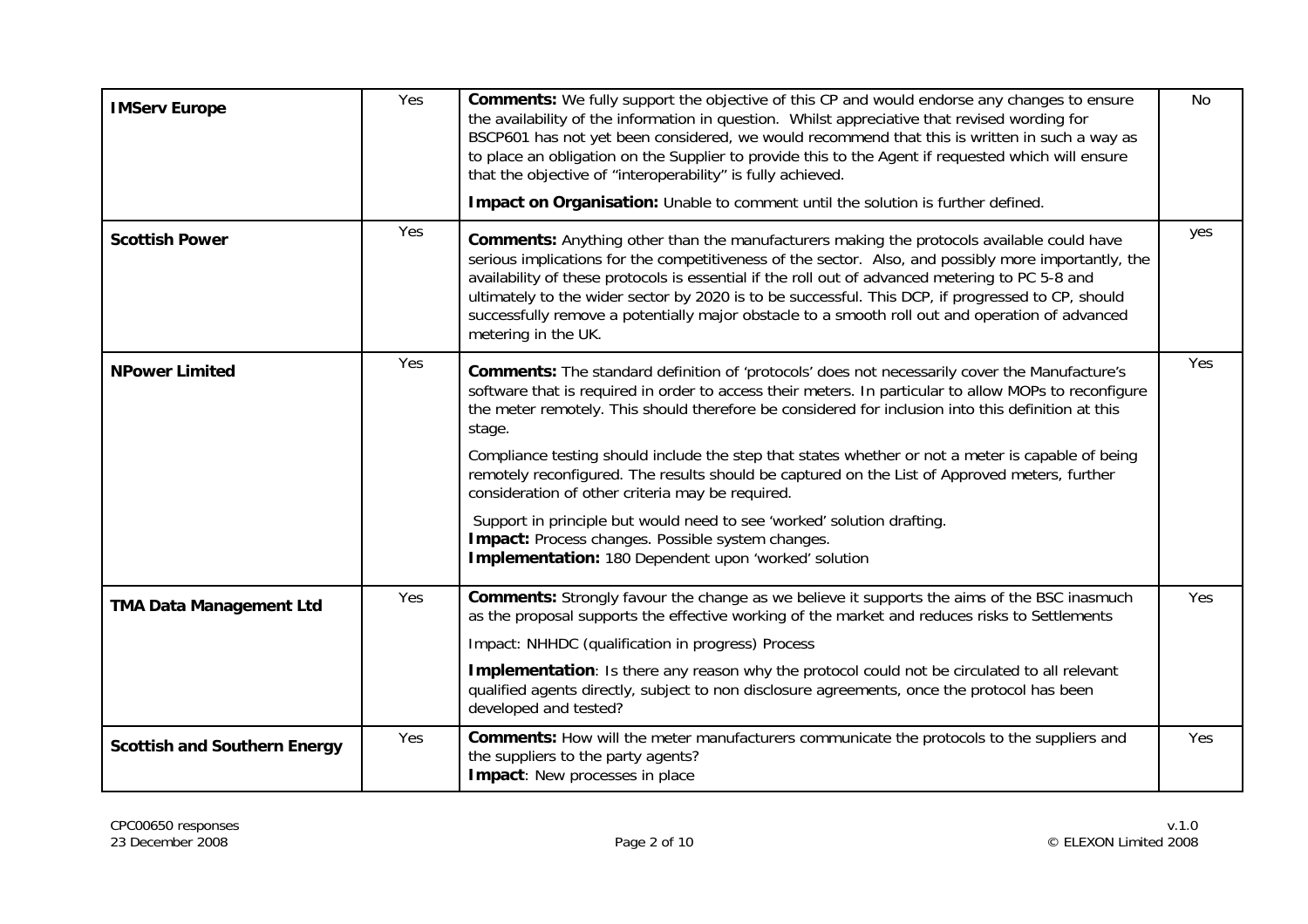| | | | |
|---|---|---|---|
| **IMServ Europe** | Yes | **Comments:** We fully support the objective of this CP and would endorse any changes to ensure the availability of the information in question. Whilst appreciative that revised wording for BSCP601 has not yet been considered, we would recommend that this is written in such a way as to place an obligation on the Supplier to provide this to the Agent if requested which will ensure that the objective of "interoperability" is fully achieved.<br><br>**Impact on Organisation:** Unable to comment until the solution is further defined. | No |
| **Scottish Power** | Yes | **Comments:** Anything other than the manufacturers making the protocols available could have serious implications for the competitiveness of the sector. Also, and possibly more importantly, the availability of these protocols is essential if the roll out of advanced metering to PC 5-8 and ultimately to the wider sector by 2020 is to be successful. This DCP, if progressed to CP, should successfully remove a potentially major obstacle to a smooth roll out and operation of advanced metering in the UK. | yes |
| **NPower Limited** | Yes | **Comments:** The standard definition of 'protocols' does not necessarily cover the Manufacture's software that is required in order to access their meters. In particular to allow MOPs to reconfigure the meter remotely. This should therefore be considered for inclusion into this definition at this stage.<br><br>Compliance testing should include the step that states whether or not a meter is capable of being remotely reconfigured. The results should be captured on the List of Approved meters, further consideration of other criteria may be required.<br><br>Support in principle but would need to see 'worked' solution drafting.<br>**Impact:** Process changes. Possible system changes.<br>**Implementation:** 180 Dependent upon 'worked' solution | Yes |
| **TMA Data Management Ltd** | Yes | **Comments:** Strongly favour the change as we believe it supports the aims of the BSC inasmuch as the proposal supports the effective working of the market and reduces risks to Settlements<br><br>Impact: NHHDC (qualification in progress) Process<br><br>**Implementation**: Is there any reason why the protocol could not be circulated to all relevant qualified agents directly, subject to non disclosure agreements, once the protocol has been developed and tested? | Yes |
| **Scottish and Southern Energy** | Yes | **Comments:** How will the meter manufacturers communicate the protocols to the suppliers and the suppliers to the party agents?<br>**Impact**: New processes in place | Yes |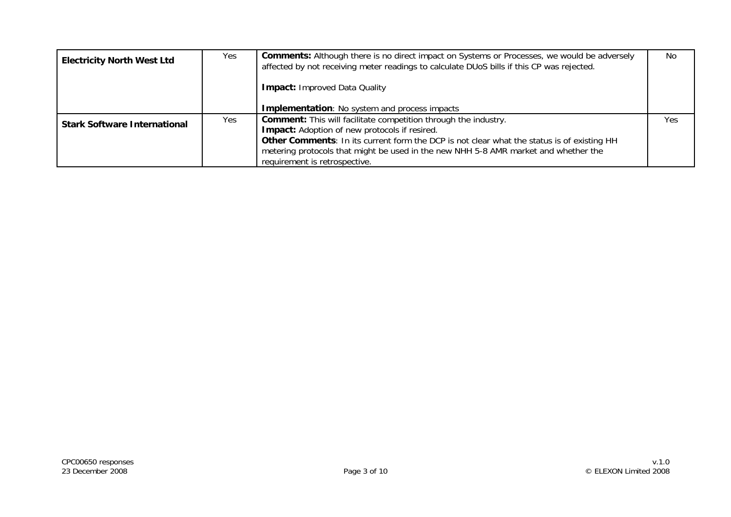| | | | |
|---|---|---|---|
| **Electricity North West Ltd** | Yes | **Comments:** Although there is no direct impact on Systems or Processes, we would be adversely affected by not receiving meter readings to calculate DUoS bills if this CP was rejected.<br><br>**Impact:** Improved Data Quality<br><br>**Implementation**: No system and process impacts | No |
| **Stark Software International** | Yes | **Comment:** This will facilitate competition through the industry.<br>**Impact:** Adoption of new protocols if resired.<br>**Other Comments**: In its current form the DCP is not clear what the status is of existing HH metering protocols that might be used in the new NHH 5-8 AMR market and whether the requirement is retrospective. | Yes |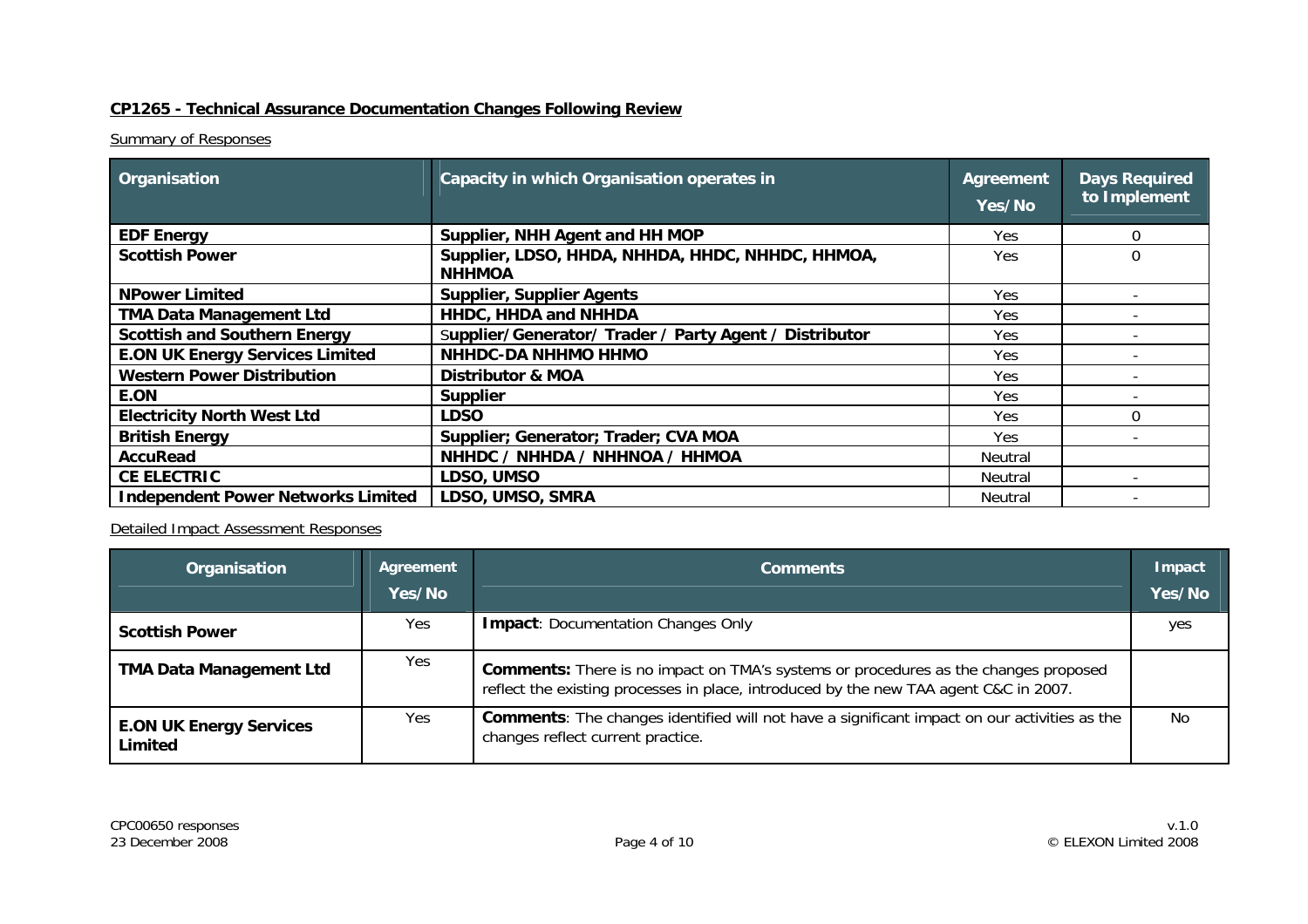**CP1265 - Technical Assurance Documentation Changes Following Review**

Summary of Responses

| Organisation | Capacity in which Organisation operates in | Agreement Yes/No | Days Required to Implement |
|---|---|---|---|
| **EDF Energy** | **Supplier, NHH Agent and HH MOP** | Yes | 0 |
| **Scottish Power** | **Supplier, LDSO, HHDA, NHHDA, HHDC, NHHDC, HHMOA, NHHMOA** | Yes | 0 |
| **NPower Limited** | **Supplier, Supplier Agents** | Yes | - |
| **TMA Data Management Ltd** | **HHDC, HHDA and NHHDA** | Yes | - |
| **Scottish and Southern Energy** | **Supplier/Generator/ Trader / Party Agent / Distributor** | Yes | - |
| **E.ON UK Energy Services Limited** | **NHHDC-DA NHHMO HHMO** | Yes | - |
| **Western Power Distribution** | **Distributor & MOA** | Yes | - |
| **E.ON** | **Supplier** | Yes | - |
| **Electricity North West Ltd** | **LDSO** | Yes | 0 |
| **British Energy** | **Supplier; Generator; Trader; CVA MOA** | Yes | - |
| **AccuRead** | **NHHDC / NHHDA / NHHNOA / HHMOA** | Neutral | |
| **CE ELECTRIC** | **LDSO, UMSO** | Neutral | - |
| **Independent Power Networks Limited** | **LDSO, UMSO, SMRA** | Neutral | - |

Detailed Impact Assessment Responses

| Organisation | Agreement Yes/No | Comments | Impact Yes/No |
|---|---|---|---|
| **Scottish Power** | Yes | **Impact**: Documentation Changes Only | yes |
| **TMA Data Management Ltd** | Yes | **Comments:** There is no impact on TMA's systems or procedures as the changes proposed reflect the existing processes in place, introduced by the new TAA agent C&C in 2007. | |
| **E.ON UK Energy Services Limited** | Yes | **Comments**: The changes identified will not have a significant impact on our activities as the changes reflect current practice. | No |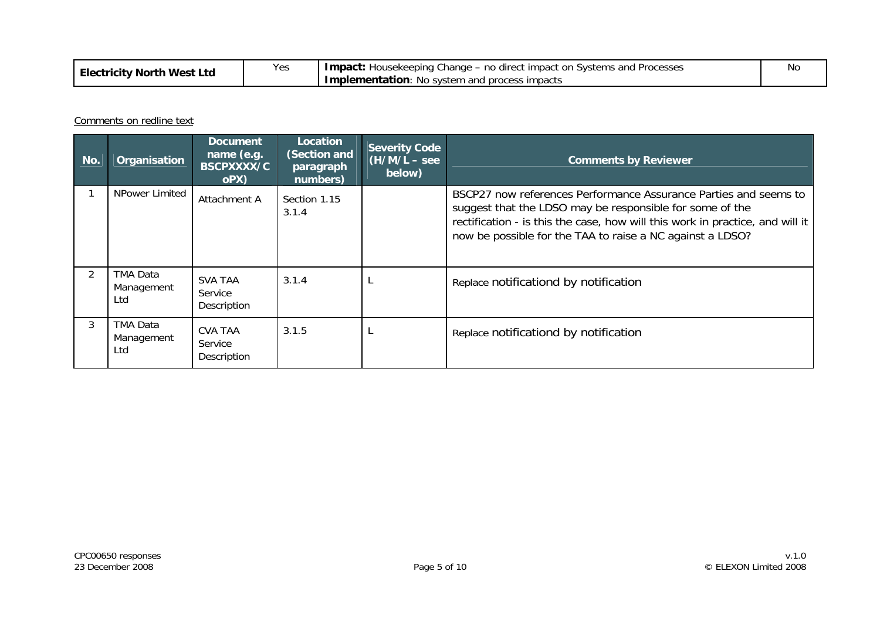| Electricity North West Ltd | Yes | **Impact:** Housekeeping Change – no direct impact on Systems and Processes<br>**Implementation**: No system and process impacts | No |
|---|---|---|---|

Comments on redline text

| No. | Organisation | Document name (e.g. BSCPXXXX/CoPX) | Location (Section and paragraph numbers) | Severity Code (H/M/L – see below) | Comments by Reviewer |
|---|---|---|---|---|---|
| 1 | NPower Limited | Attachment A | Section 1.15<br>3.1.4 | | BSCP27 now references Performance Assurance Parties and seems to suggest that the LDSO may be responsible for some of the rectification - is this the case, how will this work in practice, and will it now be possible for the TAA to raise a NC against a LDSO? |
| 2 | TMA Data Management Ltd | SVA TAA Service Description | 3.1.4 | L | Replace notificationd by notification |
| 3 | TMA Data Management Ltd | CVA TAA Service Description | 3.1.5 | L | Replace notificationd by notification |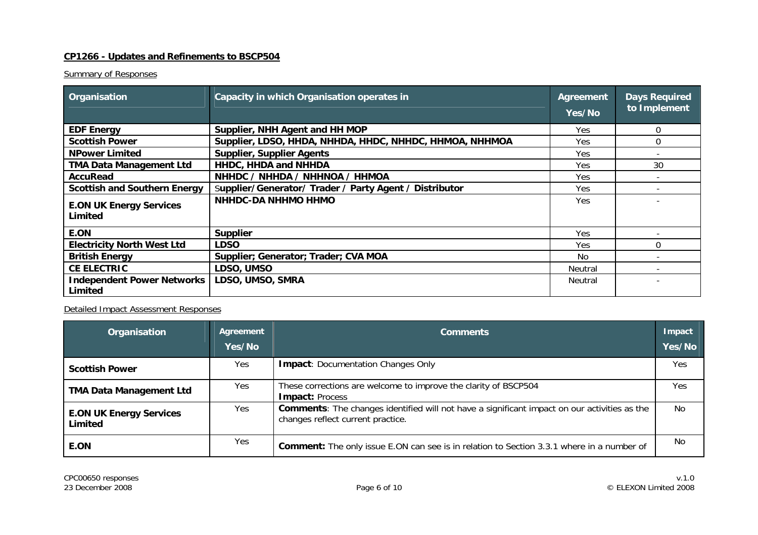**CP1266 - Updates and Refinements to BSCP504**

Summary of Responses

| Organisation | Capacity in which Organisation operates in | Agreement Yes/No | Days Required to Implement |
|---|---|---|---|
| **EDF Energy** | **Supplier, NHH Agent and HH MOP** | Yes | 0 |
| **Scottish Power** | **Supplier, LDSO, HHDA, NHHDA, HHDC, NHHDC, HHMOA, NHHMOA** | Yes | 0 |
| **NPower Limited** | **Supplier, Supplier Agents** | Yes | - |
| **TMA Data Management Ltd** | **HHDC, HHDA and NHHDA** | Yes | 30 |
| **AccuRead** | **NHHDC / NHHDA / NHHNOA / HHMOA** | Yes | - |
| **Scottish and Southern Energy** | **Supplier/Generator/ Trader / Party Agent / Distributor** | Yes | - |
| **E.ON UK Energy Services Limited** | **NHHDC-DA NHHMO HHMO** | Yes | - |
| **E.ON** | **Supplier** | Yes | - |
| **Electricity North West Ltd** | **LDSO** | Yes | 0 |
| **British Energy** | **Supplier; Generator; Trader; CVA MOA** | No | - |
| **CE ELECTRIC** | **LDSO, UMSO** | Neutral | - |
| **Independent Power Networks Limited** | **LDSO, UMSO, SMRA** | Neutral | - |

Detailed Impact Assessment Responses

| Organisation | Agreement Yes/No | Comments | Impact Yes/No |
|---|---|---|---|
| **Scottish Power** | Yes | **Impact**: Documentation Changes Only | Yes |
| **TMA Data Management Ltd** | Yes | These corrections are welcome to improve the clarity of BSCP504<br>**Impact:** Process | Yes |
| **E.ON UK Energy Services Limited** | Yes | **Comments**: The changes identified will not have a significant impact on our activities as the changes reflect current practice. | No |
| **E.ON** | Yes | **Comment:** The only issue E.ON can see is in relation to Section 3.3.1 where in a number of | No |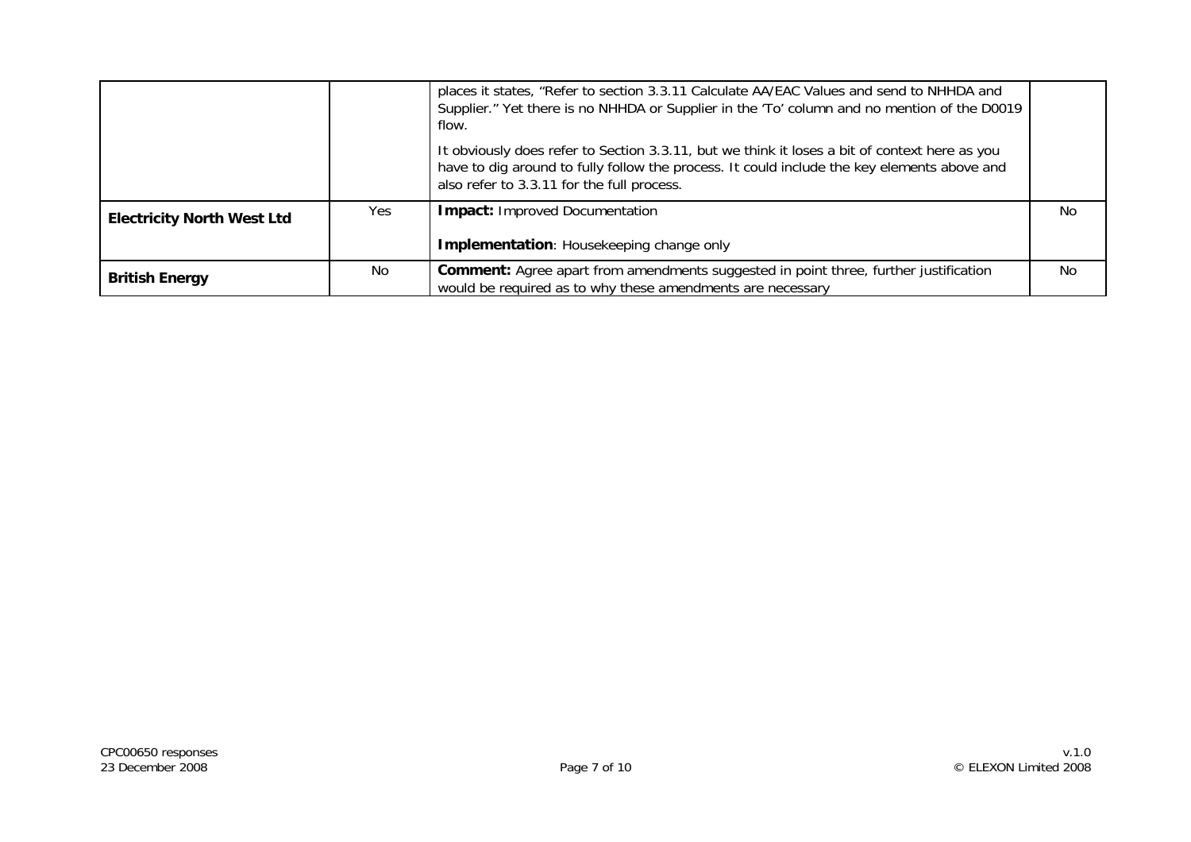|  |  |  |  |
|---|---|---|---|
|  |  | places it states, "Refer to section 3.3.11 Calculate AA/EAC Values and send to NHHDA and Supplier." Yet there is no NHHDA or Supplier in the 'To' column and no mention of the D0019 flow.<br><br>It obviously does refer to Section 3.3.11, but we think it loses a bit of context here as you have to dig around to fully follow the process. It could include the key elements above and also refer to 3.3.11 for the full process. |  |
| **Electricity North West Ltd** | Yes | **Impact:** Improved Documentation<br><br>**Implementation**: Housekeeping change only | No |
| **British Energy** | No | **Comment:** Agree apart from amendments suggested in point three, further justification would be required as to why these amendments are necessary | No |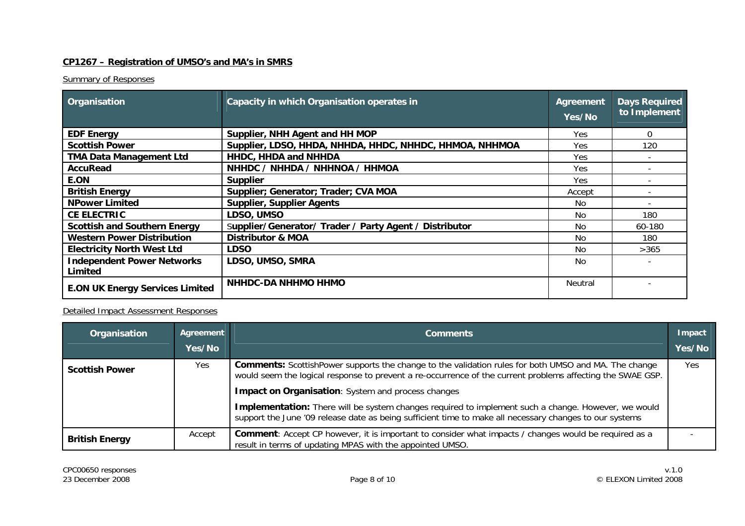**CP1267 – Registration of UMSO's and MA's in SMRS**

Summary of Responses

| Organisation | Capacity in which Organisation operates in | Agreement Yes/No | Days Required to Implement |
|---|---|---|---|
| **EDF Energy** | **Supplier, NHH Agent and HH MOP** | Yes | 0 |
| **Scottish Power** | **Supplier, LDSO, HHDA, NHHDA, HHDC, NHHDC, HHMOA, NHHMOA** | Yes | 120 |
| **TMA Data Management Ltd** | **HHDC, HHDA and NHHDA** | Yes | - |
| **AccuRead** | **NHHDC / NHHDA / NHHNOA / HHMOA** | Yes | - |
| **E.ON** | **Supplier** | Yes | - |
| **British Energy** | **Supplier; Generator; Trader; CVA MOA** | Accept | - |
| **NPower Limited** | **Supplier, Supplier Agents** | No | - |
| **CE ELECTRIC** | **LDSO, UMSO** | No | 180 |
| **Scottish and Southern Energy** | S**upplier/Generator/ Trader / Party Agent / Distributor** | No | 60-180 |
| **Western Power Distribution** | **Distributor & MOA** | No | 180 |
| **Electricity North West Ltd** | **LDSO** | No | >365 |
| **Independent Power Networks Limited** | **LDSO, UMSO, SMRA** | No | - |
| **E.ON UK Energy Services Limited** | **NHHDC-DA NHHMO HHMO** | Neutral | - |

Detailed Impact Assessment Responses

| Organisation | Agreement Yes/No | Comments | Impact Yes/No |
|---|---|---|---|
| **Scottish Power** | Yes | **Comments:** ScottishPower supports the change to the validation rules for both UMSO and MA. The change would seem the logical response to prevent a re-occurrence of the current problems affecting the SWAE GSP.<br><br>**Impact on Organisation**: System and process changes<br><br>**Implementation:** There will be system changes required to implement such a change. However, we would support the June '09 release date as being sufficient time to make all necessary changes to our systems | Yes |
| **British Energy** | Accept | **Comment**: Accept CP however, it is important to consider what impacts / changes would be required as a result in terms of updating MPAS with the appointed UMSO. | - |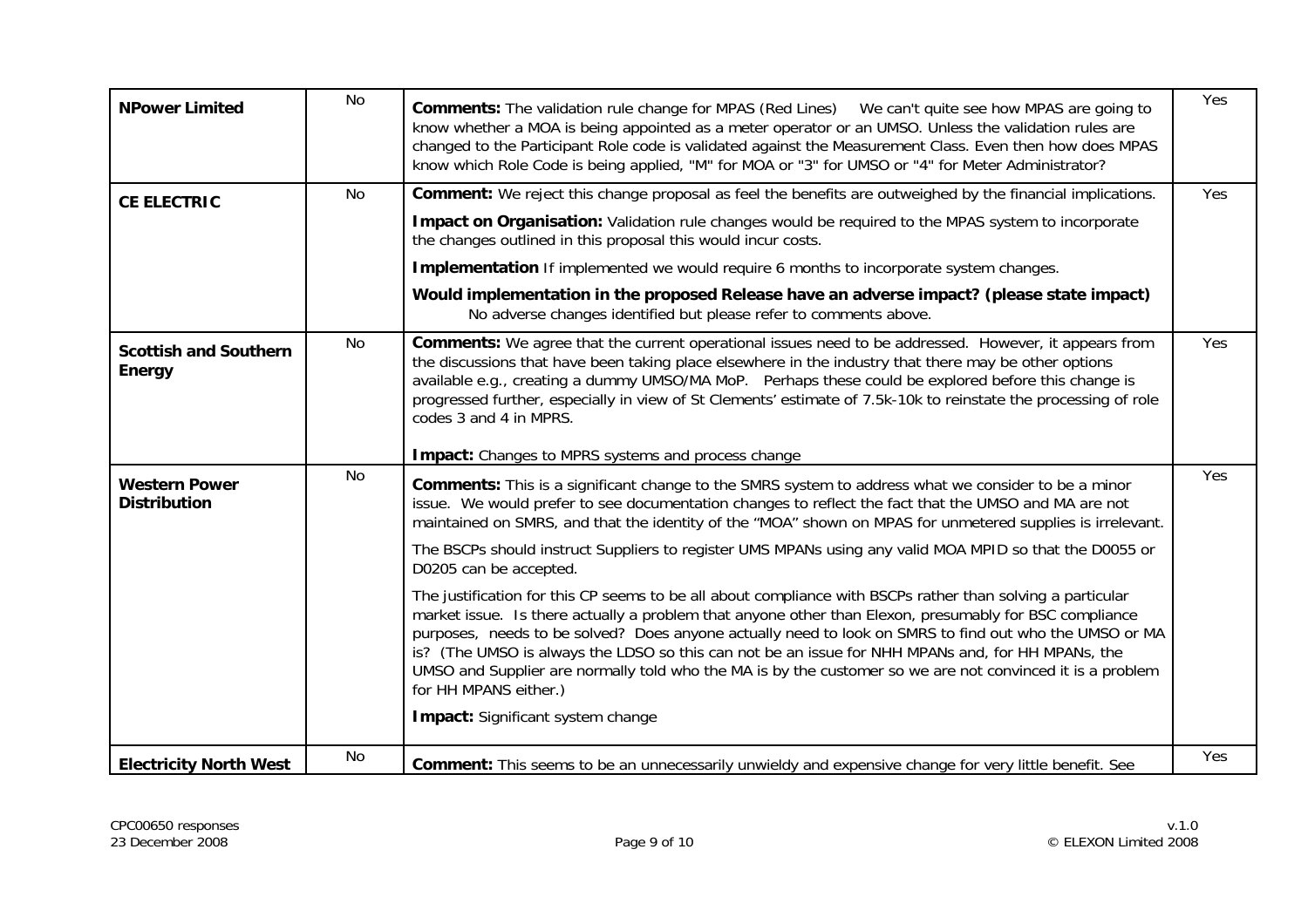| | | | |
|---|---|---|---|
| **NPower Limited** | No | **Comments:** The validation rule change for MPAS (Red Lines)     We can't quite see how MPAS are going to know whether a MOA is being appointed as a meter operator or an UMSO. Unless the validation rules are changed to the Participant Role code is validated against the Measurement Class. Even then how does MPAS know which Role Code is being applied, "M" for MOA or "3" for UMSO or "4" for Meter Administrator? | Yes |
| **CE ELECTRIC** | No | **Comment:** We reject this change proposal as feel the benefits are outweighed by the financial implications.<br><br>**Impact on Organisation:** Validation rule changes would be required to the MPAS system to incorporate the changes outlined in this proposal this would incur costs.<br><br>**Implementation** If implemented we would require 6 months to incorporate system changes.<br><br>**Would implementation in the proposed Release have an adverse impact? (please state impact)** No adverse changes identified but please refer to comments above. | Yes |
| **Scottish and Southern Energy** | No | **Comments:** We agree that the current operational issues need to be addressed. However, it appears from the discussions that have been taking place elsewhere in the industry that there may be other options available e.g., creating a dummy UMSO/MA MoP. Perhaps these could be explored before this change is progressed further, especially in view of St Clements' estimate of 7.5k-10k to reinstate the processing of role codes 3 and 4 in MPRS.<br><br>**Impact:** Changes to MPRS systems and process change | Yes |
| **Western Power Distribution** | No | **Comments:** This is a significant change to the SMRS system to address what we consider to be a minor issue. We would prefer to see documentation changes to reflect the fact that the UMSO and MA are not maintained on SMRS, and that the identity of the "MOA" shown on MPAS for unmetered supplies is irrelevant.<br><br>The BSCPs should instruct Suppliers to register UMS MPANs using any valid MOA MPID so that the D0055 or D0205 can be accepted.<br><br>The justification for this CP seems to be all about compliance with BSCPs rather than solving a particular market issue. Is there actually a problem that anyone other than Elexon, presumably for BSC compliance purposes, needs to be solved? Does anyone actually need to look on SMRS to find out who the UMSO or MA is? (The UMSO is always the LDSO so this can not be an issue for NHH MPANs and, for HH MPANs, the UMSO and Supplier are normally told who the MA is by the customer so we are not convinced it is a problem for HH MPANS either.)<br><br>**Impact:** Significant system change | Yes |
| **Electricity North West** | No | **Comment:** This seems to be an unnecessarily unwieldy and expensive change for very little benefit. See | Yes |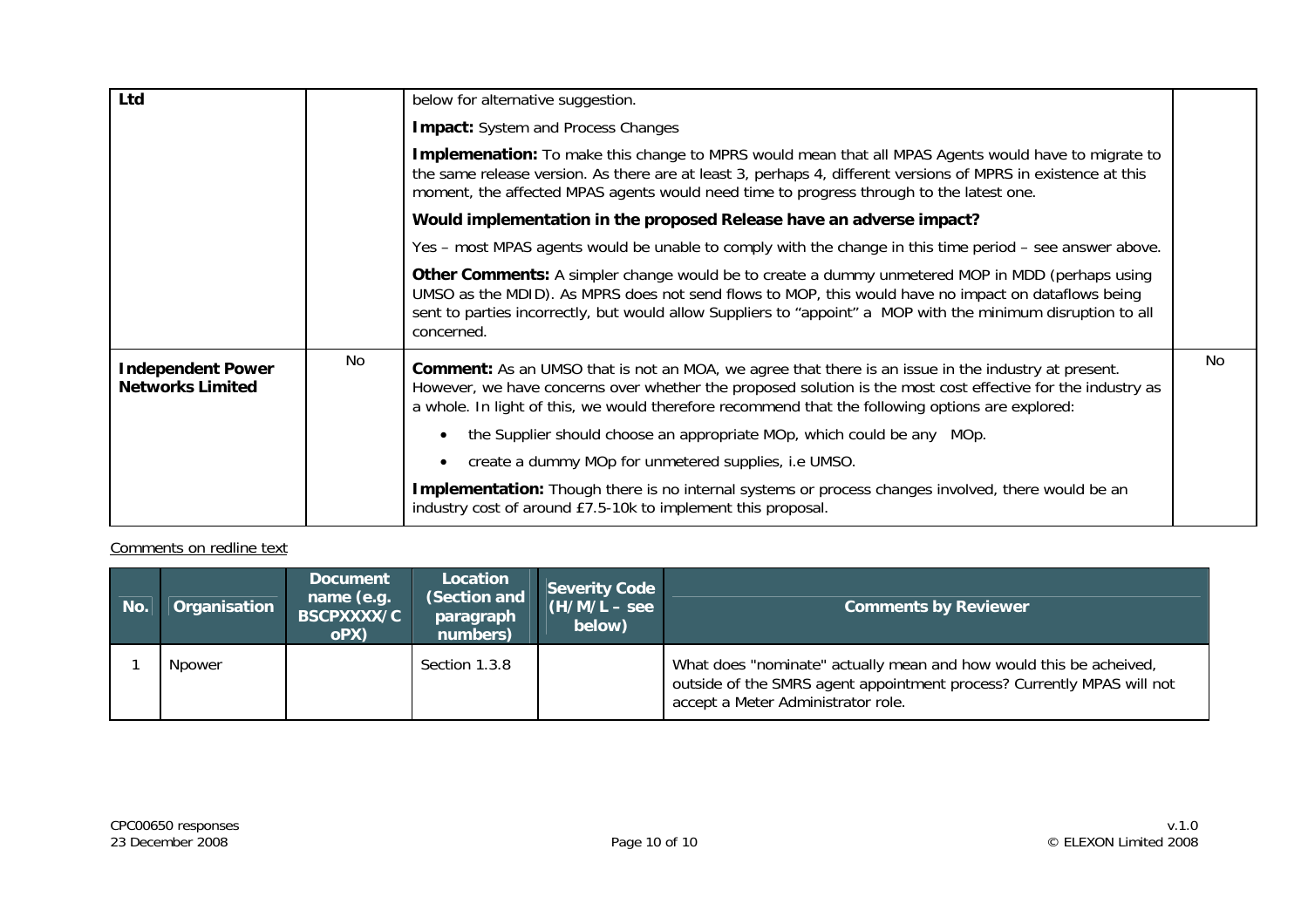| | | | |
|---|---|---|---|
| **Ltd** | | below for alternative suggestion.<br><br>**Impact:** System and Process Changes<br><br>**Implemenation:** To make this change to MPRS would mean that all MPAS Agents would have to migrate to the same release version. As there are at least 3, perhaps 4, different versions of MPRS in existence at this moment, the affected MPAS agents would need time to progress through to the latest one.<br><br>**Would implementation in the proposed Release have an adverse impact?**<br><br>Yes – most MPAS agents would be unable to comply with the change in this time period – see answer above.<br><br>**Other Comments:** A simpler change would be to create a dummy unmetered MOP in MDD (perhaps using UMSO as the MDID). As MPRS does not send flows to MOP, this would have no impact on dataflows being sent to parties incorrectly, but would allow Suppliers to "appoint" a MOP with the minimum disruption to all concerned. | |
| **Independent Power Networks Limited** | No | **Comment:** As an UMSO that is not an MOA, we agree that there is an issue in the industry at present. However, we have concerns over whether the proposed solution is the most cost effective for the industry as a whole. In light of this, we would therefore recommend that the following options are explored:<br><br>• the Supplier should choose an appropriate MOp, which could be any MOp.<br>• create a dummy MOp for unmetered supplies, i.e UMSO.<br><br>**Implementation:** Though there is no internal systems or process changes involved, there would be an industry cost of around £7.5-10k to implement this proposal. | No |

Comments on redline text

| No. | Organisation | Document name (e.g. BSCPXXXX/CoPX) | Location (Section and paragraph numbers) | Severity Code (H/M/L – see below) | Comments by Reviewer |
|---|---|---|---|---|---|
| 1 | Npower | | Section 1.3.8 | | What does "nominate" actually mean and how would this be acheived, outside of the SMRS agent appointment process? Currently MPAS will not accept a Meter Administrator role. |